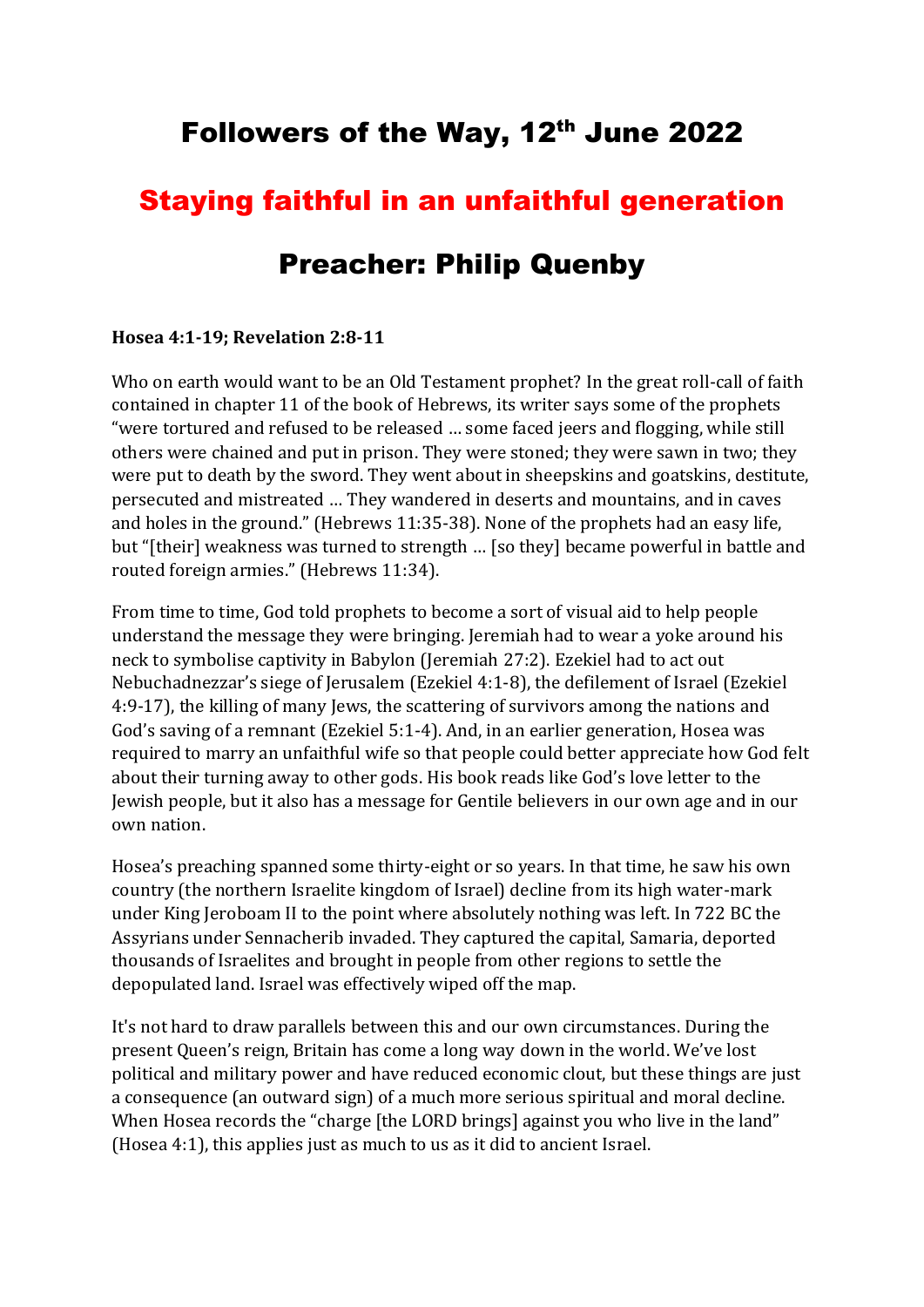# Followers of the Way, 12th June 2022

## Staying faithful in an unfaithful generation

## Preacher: Philip Quenby

**Hosea 4:1-19; Revelation 2:8-11**

Who on earth would want to be an Old Testament prophet? In the great roll-call of faith contained in chapter 11 of the book of Hebrews, its writer says some of the prophets "were tortured and refused to be released … some faced jeers and flogging, while still others were chained and put in prison. They were stoned; they were sawn in two; they were put to death by the sword. They went about in sheepskins and goatskins, destitute, persecuted and mistreated … They wandered in deserts and mountains, and in caves and holes in the ground." (Hebrews 11:35-38). None of the prophets had an easy life, but "[their] weakness was turned to strength … [so they] became powerful in battle and routed foreign armies." (Hebrews 11:34).

From time to time, God told prophets to become a sort of visual aid to help people understand the message they were bringing. Jeremiah had to wear a yoke around his neck to symbolise captivity in Babylon (Jeremiah 27:2). Ezekiel had to act out Nebuchadnezzar's siege of Jerusalem (Ezekiel 4:1-8), the defilement of Israel (Ezekiel 4:9-17), the killing of many Jews, the scattering of survivors among the nations and God's saving of a remnant (Ezekiel 5:1-4). And, in an earlier generation, Hosea was required to marry an unfaithful wife so that people could better appreciate how God felt about their turning away to other gods. His book reads like God's love letter to the Jewish people, but it also has a message for Gentile believers in our own age and in our own nation.

Hosea's preaching spanned some thirty-eight or so years. In that time, he saw his own country (the northern Israelite kingdom of Israel) decline from its high water-mark under King Jeroboam II to the point where absolutely nothing was left. In 722 BC the Assyrians under Sennacherib invaded. They captured the capital, Samaria, deported thousands of Israelites and brought in people from other regions to settle the depopulated land. Israel was effectively wiped off the map.

It's not hard to draw parallels between this and our own circumstances. During the present Queen's reign, Britain has come a long way down in the world. We've lost political and military power and have reduced economic clout, but these things are just a consequence (an outward sign) of a much more serious spiritual and moral decline. When Hosea records the "charge [the LORD brings] against you who live in the land" (Hosea 4:1), this applies just as much to us as it did to ancient Israel.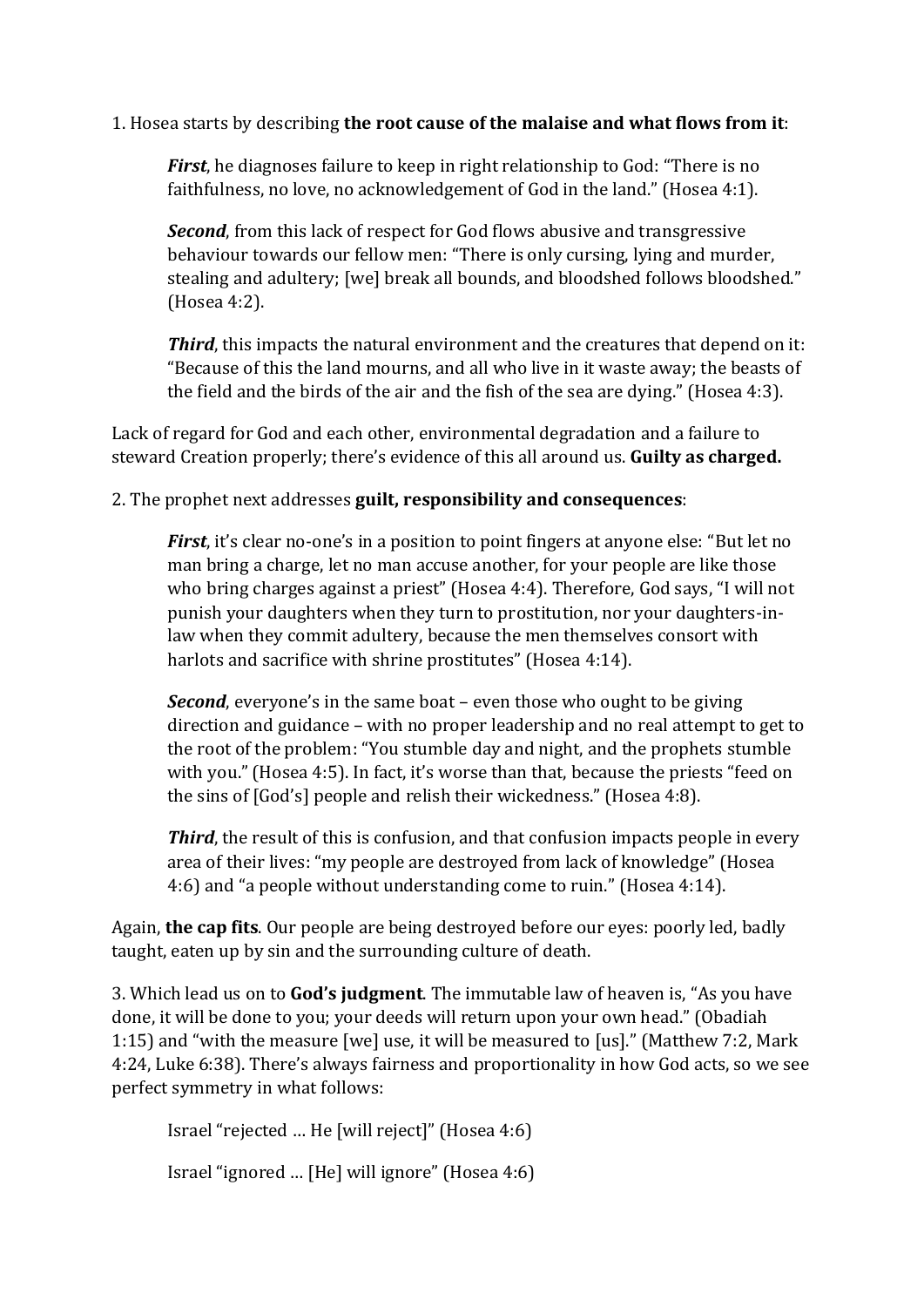1. Hosea starts by describing **the root cause of the malaise and what flows from it**:

> ***First***, he diagnoses failure to keep in right relationship to God: "There is no faithfulness, no love, no acknowledgement of God in the land." (Hosea 4:1).
>
> ***Second***, from this lack of respect for God flows abusive and transgressive behaviour towards our fellow men: "There is only cursing, lying and murder, stealing and adultery; [we] break all bounds, and bloodshed follows bloodshed." (Hosea 4:2).
>
> ***Third***, this impacts the natural environment and the creatures that depend on it: "Because of this the land mourns, and all who live in it waste away; the beasts of the field and the birds of the air and the fish of the sea are dying." (Hosea 4:3).

Lack of regard for God and each other, environmental degradation and a failure to steward Creation properly; there's evidence of this all around us. **Guilty as charged.**

2. The prophet next addresses **guilt, responsibility and consequences**:

> ***First***, it's clear no-one's in a position to point fingers at anyone else: "But let no man bring a charge, let no man accuse another, for your people are like those who bring charges against a priest" (Hosea 4:4). Therefore, God says, "I will not punish your daughters when they turn to prostitution, nor your daughters-in-law when they commit adultery, because the men themselves consort with harlots and sacrifice with shrine prostitutes" (Hosea 4:14).
>
> ***Second***, everyone's in the same boat – even those who ought to be giving direction and guidance – with no proper leadership and no real attempt to get to the root of the problem: "You stumble day and night, and the prophets stumble with you." (Hosea 4:5). In fact, it's worse than that, because the priests "feed on the sins of [God's] people and relish their wickedness." (Hosea 4:8).
>
> ***Third***, the result of this is confusion, and that confusion impacts people in every area of their lives: "my people are destroyed from lack of knowledge" (Hosea 4:6) and "a people without understanding come to ruin." (Hosea 4:14).

Again, **the cap fits**. Our people are being destroyed before our eyes: poorly led, badly taught, eaten up by sin and the surrounding culture of death.

3. Which lead us on to **God's judgment**. The immutable law of heaven is, "As you have done, it will be done to you; your deeds will return upon your own head." (Obadiah 1:15) and "with the measure [we] use, it will be measured to [us]." (Matthew 7:2, Mark 4:24, Luke 6:38). There's always fairness and proportionality in how God acts, so we see perfect symmetry in what follows:

> Israel "rejected … He [will reject]" (Hosea 4:6)
>
> Israel "ignored … [He] will ignore" (Hosea 4:6)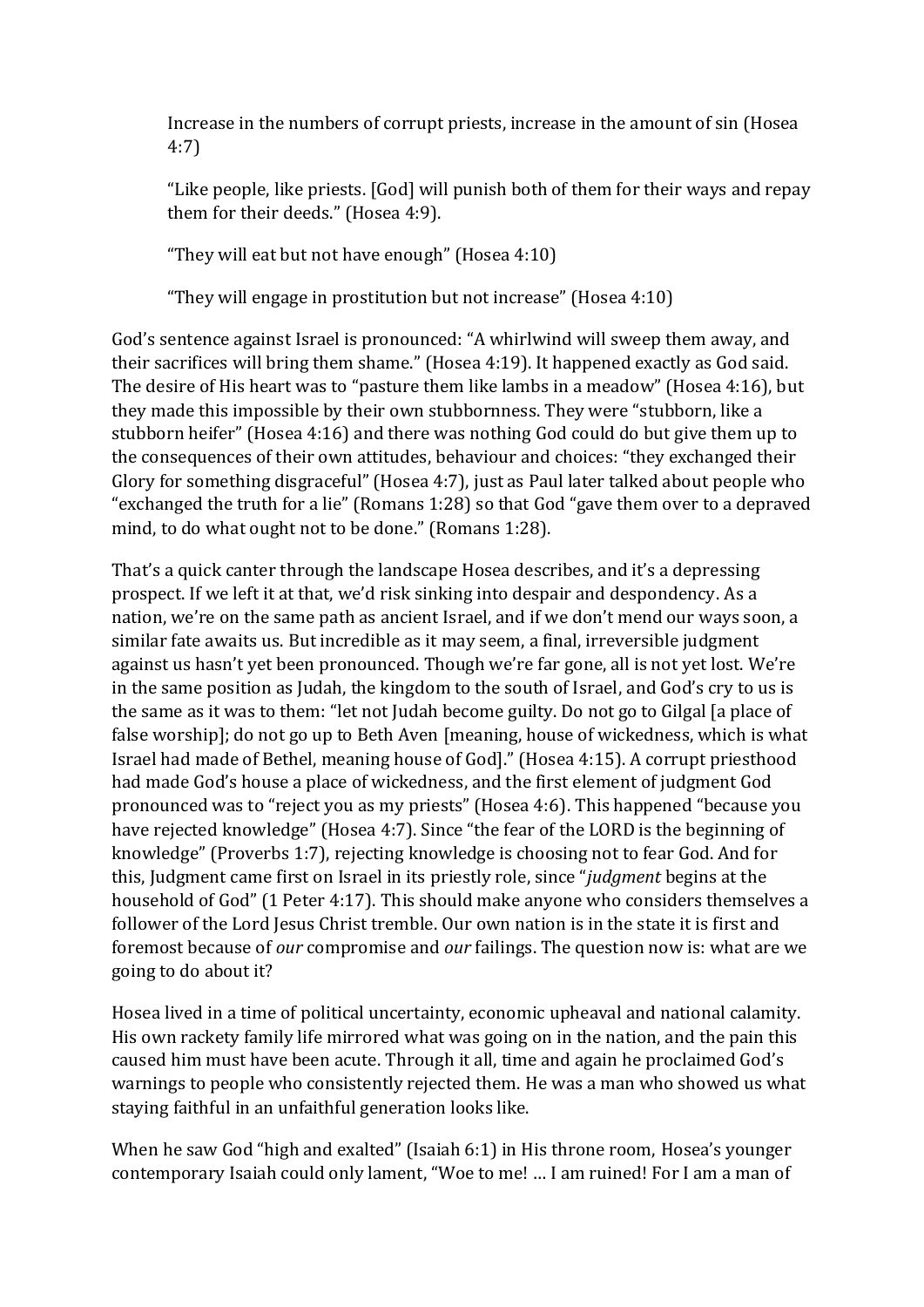> Increase in the numbers of corrupt priests, increase in the amount of sin (Hosea 4:7)
>
> "Like people, like priests. [God] will punish both of them for their ways and repay them for their deeds." (Hosea 4:9).
>
> "They will eat but not have enough" (Hosea 4:10)
>
> "They will engage in prostitution but not increase" (Hosea 4:10)

God's sentence against Israel is pronounced: "A whirlwind will sweep them away, and their sacrifices will bring them shame." (Hosea 4:19). It happened exactly as God said. The desire of His heart was to "pasture them like lambs in a meadow" (Hosea 4:16), but they made this impossible by their own stubbornness. They were "stubborn, like a stubborn heifer" (Hosea 4:16) and there was nothing God could do but give them up to the consequences of their own attitudes, behaviour and choices: "they exchanged their Glory for something disgraceful" (Hosea 4:7), just as Paul later talked about people who "exchanged the truth for a lie" (Romans 1:28) so that God "gave them over to a depraved mind, to do what ought not to be done." (Romans 1:28).

That's a quick canter through the landscape Hosea describes, and it's a depressing prospect. If we left it at that, we'd risk sinking into despair and despondency. As a nation, we're on the same path as ancient Israel, and if we don't mend our ways soon, a similar fate awaits us. But incredible as it may seem, a final, irreversible judgment against us hasn't yet been pronounced. Though we're far gone, all is not yet lost. We're in the same position as Judah, the kingdom to the south of Israel, and God's cry to us is the same as it was to them: "let not Judah become guilty. Do not go to Gilgal [a place of false worship]; do not go up to Beth Aven [meaning, house of wickedness, which is what Israel had made of Bethel, meaning house of God]." (Hosea 4:15). A corrupt priesthood had made God's house a place of wickedness, and the first element of judgment God pronounced was to "reject you as my priests" (Hosea 4:6). This happened "because you have rejected knowledge" (Hosea 4:7). Since "the fear of the LORD is the beginning of knowledge" (Proverbs 1:7), rejecting knowledge is choosing not to fear God. And for this, Judgment came first on Israel in its priestly role, since "*judgment* begins at the household of God" (1 Peter 4:17). This should make anyone who considers themselves a follower of the Lord Jesus Christ tremble. Our own nation is in the state it is first and foremost because of *our* compromise and *our* failings. The question now is: what are we going to do about it?

Hosea lived in a time of political uncertainty, economic upheaval and national calamity. His own rackety family life mirrored what was going on in the nation, and the pain this caused him must have been acute. Through it all, time and again he proclaimed God's warnings to people who consistently rejected them. He was a man who showed us what staying faithful in an unfaithful generation looks like.

When he saw God "high and exalted" (Isaiah 6:1) in His throne room, Hosea's younger contemporary Isaiah could only lament, "Woe to me! … I am ruined! For I am a man of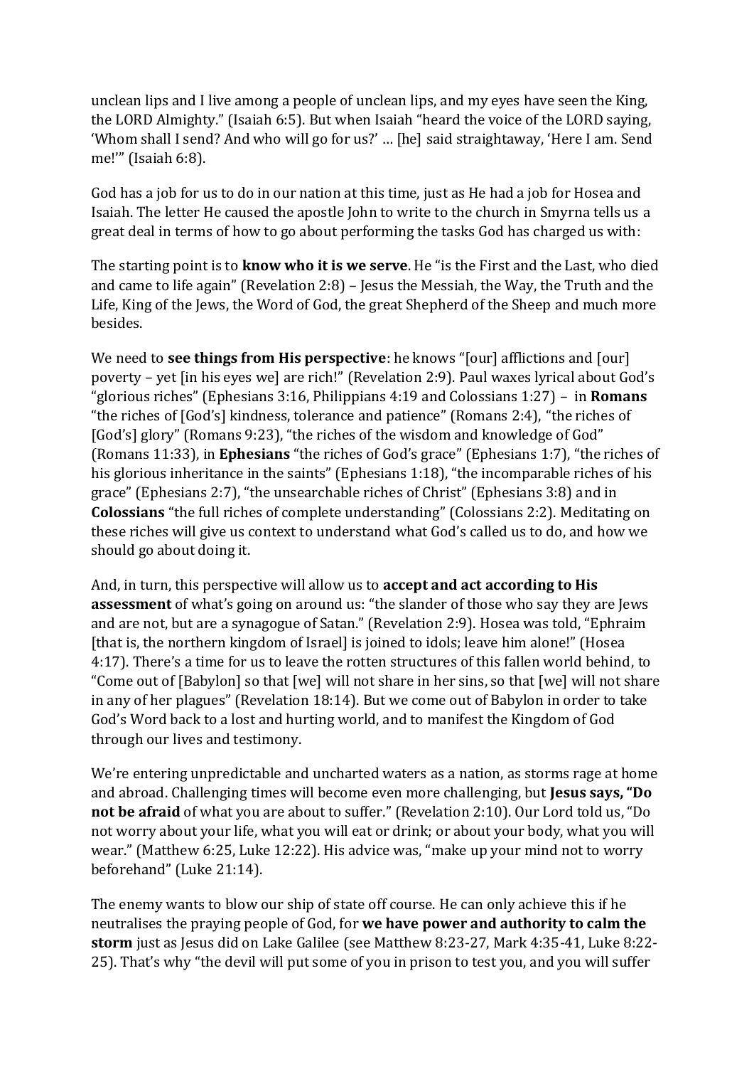unclean lips and I live among a people of unclean lips, and my eyes have seen the King, the LORD Almighty." (Isaiah 6:5). But when Isaiah "heard the voice of the LORD saying, 'Whom shall I send? And who will go for us?' … [he] said straightaway, 'Here I am. Send me!'" (Isaiah 6:8).

God has a job for us to do in our nation at this time, just as He had a job for Hosea and Isaiah. The letter He caused the apostle John to write to the church in Smyrna tells us a great deal in terms of how to go about performing the tasks God has charged us with:

The starting point is to **know who it is we serve**. He "is the First and the Last, who died and came to life again" (Revelation 2:8) – Jesus the Messiah, the Way, the Truth and the Life, King of the Jews, the Word of God, the great Shepherd of the Sheep and much more besides.

We need to **see things from His perspective**: he knows "[our] afflictions and [our] poverty – yet [in his eyes we] are rich!" (Revelation 2:9). Paul waxes lyrical about God's "glorious riches" (Ephesians 3:16, Philippians 4:19 and Colossians 1:27) – in **Romans** "the riches of [God's] kindness, tolerance and patience" (Romans 2:4), "the riches of [God's] glory" (Romans 9:23), "the riches of the wisdom and knowledge of God" (Romans 11:33), in **Ephesians** "the riches of God's grace" (Ephesians 1:7), "the riches of his glorious inheritance in the saints" (Ephesians 1:18), "the incomparable riches of his grace" (Ephesians 2:7), "the unsearchable riches of Christ" (Ephesians 3:8) and in **Colossians** "the full riches of complete understanding" (Colossians 2:2). Meditating on these riches will give us context to understand what God's called us to do, and how we should go about doing it.

And, in turn, this perspective will allow us to **accept and act according to His assessment** of what's going on around us: "the slander of those who say they are Jews and are not, but are a synagogue of Satan." (Revelation 2:9). Hosea was told, "Ephraim [that is, the northern kingdom of Israel] is joined to idols; leave him alone!" (Hosea 4:17). There's a time for us to leave the rotten structures of this fallen world behind, to "Come out of [Babylon] so that [we] will not share in her sins, so that [we] will not share in any of her plagues" (Revelation 18:14). But we come out of Babylon in order to take God's Word back to a lost and hurting world, and to manifest the Kingdom of God through our lives and testimony.

We're entering unpredictable and uncharted waters as a nation, as storms rage at home and abroad. Challenging times will become even more challenging, but **Jesus says, "Do not be afraid** of what you are about to suffer." (Revelation 2:10). Our Lord told us, "Do not worry about your life, what you will eat or drink; or about your body, what you will wear." (Matthew 6:25, Luke 12:22). His advice was, "make up your mind not to worry beforehand" (Luke 21:14).

The enemy wants to blow our ship of state off course. He can only achieve this if he neutralises the praying people of God, for **we have power and authority to calm the storm** just as Jesus did on Lake Galilee (see Matthew 8:23-27, Mark 4:35-41, Luke 8:22-25). That's why "the devil will put some of you in prison to test you, and you will suffer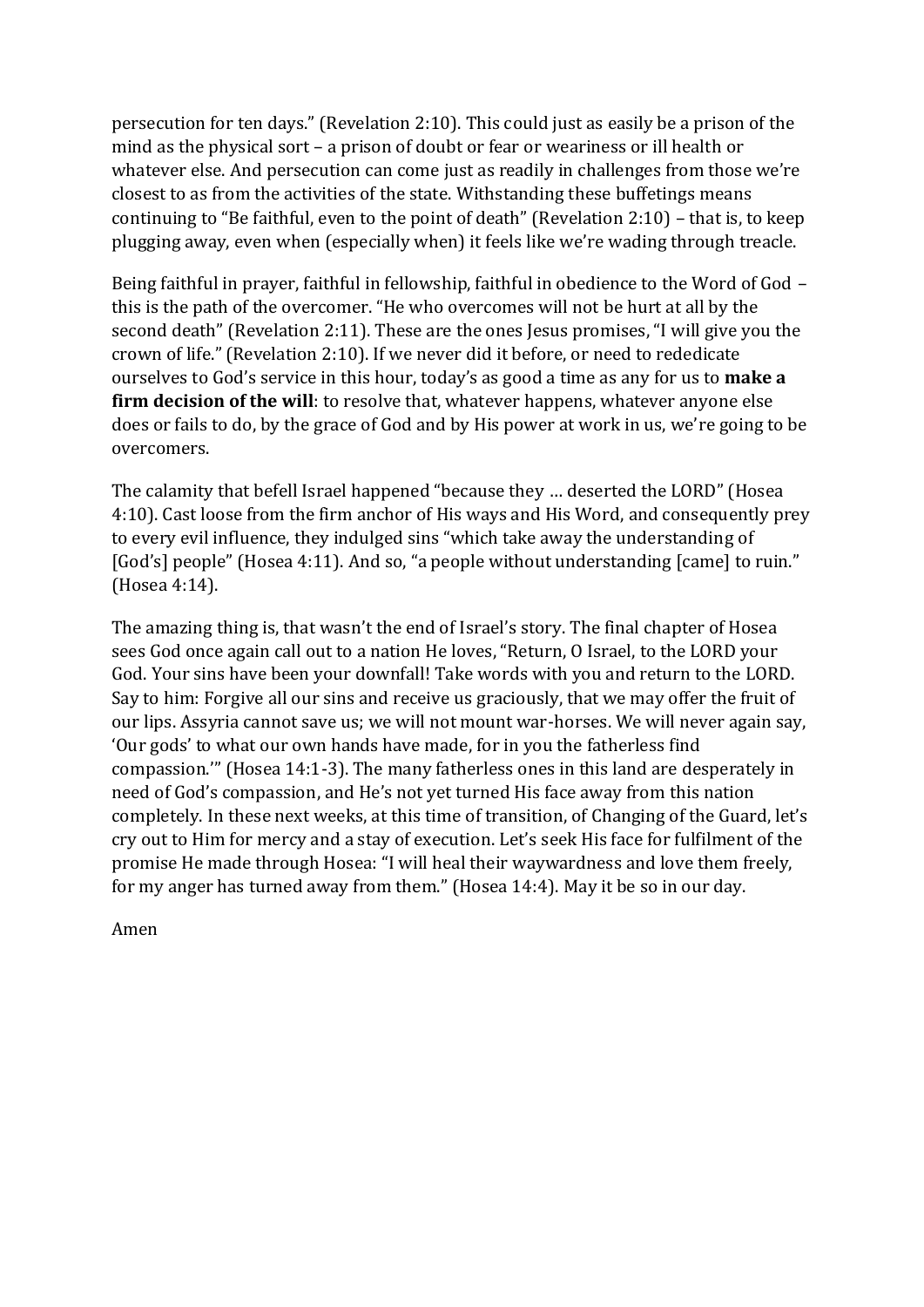persecution for ten days." (Revelation 2:10). This could just as easily be a prison of the mind as the physical sort – a prison of doubt or fear or weariness or ill health or whatever else. And persecution can come just as readily in challenges from those we're closest to as from the activities of the state. Withstanding these buffetings means continuing to "Be faithful, even to the point of death" (Revelation 2:10) – that is, to keep plugging away, even when (especially when) it feels like we're wading through treacle.

Being faithful in prayer, faithful in fellowship, faithful in obedience to the Word of God – this is the path of the overcomer. "He who overcomes will not be hurt at all by the second death" (Revelation 2:11). These are the ones Jesus promises, "I will give you the crown of life." (Revelation 2:10). If we never did it before, or need to rededicate ourselves to God's service in this hour, today's as good a time as any for us to **make a firm decision of the will**: to resolve that, whatever happens, whatever anyone else does or fails to do, by the grace of God and by His power at work in us, we're going to be overcomers.

The calamity that befell Israel happened "because they … deserted the LORD" (Hosea 4:10). Cast loose from the firm anchor of His ways and His Word, and consequently prey to every evil influence, they indulged sins "which take away the understanding of [God's] people" (Hosea 4:11). And so, "a people without understanding [came] to ruin." (Hosea 4:14).

The amazing thing is, that wasn't the end of Israel's story. The final chapter of Hosea sees God once again call out to a nation He loves, "Return, O Israel, to the LORD your God. Your sins have been your downfall! Take words with you and return to the LORD. Say to him: Forgive all our sins and receive us graciously, that we may offer the fruit of our lips. Assyria cannot save us; we will not mount war-horses. We will never again say, 'Our gods' to what our own hands have made, for in you the fatherless find compassion.'" (Hosea 14:1-3). The many fatherless ones in this land are desperately in need of God's compassion, and He's not yet turned His face away from this nation completely. In these next weeks, at this time of transition, of Changing of the Guard, let's cry out to Him for mercy and a stay of execution. Let's seek His face for fulfilment of the promise He made through Hosea: "I will heal their waywardness and love them freely, for my anger has turned away from them." (Hosea 14:4). May it be so in our day.

Amen